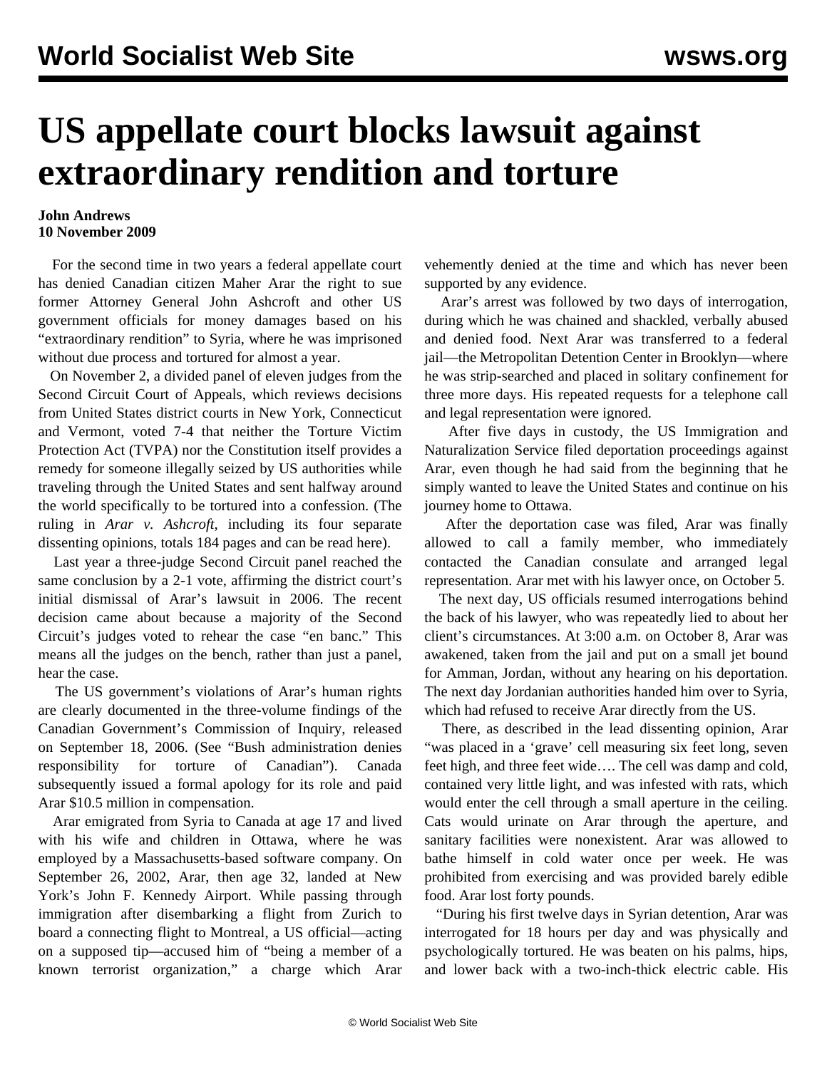# US appellate court blocks lawsuit against extraordinary rendition and torture

**John Andrews**
**10 November 2009**

For the second time in two years a federal appellate court has denied Canadian citizen Maher Arar the right to sue former Attorney General John Ashcroft and other US government officials for money damages based on his "extraordinary rendition" to Syria, where he was imprisoned without due process and tortured for almost a year.

On November 2, a divided panel of eleven judges from the Second Circuit Court of Appeals, which reviews decisions from United States district courts in New York, Connecticut and Vermont, voted 7-4 that neither the Torture Victim Protection Act (TVPA) nor the Constitution itself provides a remedy for someone illegally seized by US authorities while traveling through the United States and sent halfway around the world specifically to be tortured into a confession. (The ruling in *Arar v. Ashcroft*, including its four separate dissenting opinions, totals 184 pages and can be read here).

Last year a three-judge Second Circuit panel reached the same conclusion by a 2-1 vote, affirming the district court's initial dismissal of Arar's lawsuit in 2006. The recent decision came about because a majority of the Second Circuit's judges voted to rehear the case "en banc." This means all the judges on the bench, rather than just a panel, hear the case.

The US government's violations of Arar's human rights are clearly documented in the three-volume findings of the Canadian Government's Commission of Inquiry, released on September 18, 2006. (See "Bush administration denies responsibility for torture of Canadian"). Canada subsequently issued a formal apology for its role and paid Arar $10.5 million in compensation.

Arar emigrated from Syria to Canada at age 17 and lived with his wife and children in Ottawa, where he was employed by a Massachusetts-based software company. On September 26, 2002, Arar, then age 32, landed at New York's John F. Kennedy Airport. While passing through immigration after disembarking a flight from Zurich to board a connecting flight to Montreal, a US official—acting on a supposed tip—accused him of "being a member of a known terrorist organization," a charge which Arar vehemently denied at the time and which has never been supported by any evidence.

Arar's arrest was followed by two days of interrogation, during which he was chained and shackled, verbally abused and denied food. Next Arar was transferred to a federal jail—the Metropolitan Detention Center in Brooklyn—where he was strip-searched and placed in solitary confinement for three more days. His repeated requests for a telephone call and legal representation were ignored.

After five days in custody, the US Immigration and Naturalization Service filed deportation proceedings against Arar, even though he had said from the beginning that he simply wanted to leave the United States and continue on his journey home to Ottawa.

After the deportation case was filed, Arar was finally allowed to call a family member, who immediately contacted the Canadian consulate and arranged legal representation. Arar met with his lawyer once, on October 5.

The next day, US officials resumed interrogations behind the back of his lawyer, who was repeatedly lied to about her client's circumstances. At 3:00 a.m. on October 8, Arar was awakened, taken from the jail and put on a small jet bound for Amman, Jordan, without any hearing on his deportation. The next day Jordanian authorities handed him over to Syria, which had refused to receive Arar directly from the US.

There, as described in the lead dissenting opinion, Arar "was placed in a 'grave' cell measuring six feet long, seven feet high, and three feet wide…. The cell was damp and cold, contained very little light, and was infested with rats, which would enter the cell through a small aperture in the ceiling. Cats would urinate on Arar through the aperture, and sanitary facilities were nonexistent. Arar was allowed to bathe himself in cold water once per week. He was prohibited from exercising and was provided barely edible food. Arar lost forty pounds.

"During his first twelve days in Syrian detention, Arar was interrogated for 18 hours per day and was physically and psychologically tortured. He was beaten on his palms, hips, and lower back with a two-inch-thick electric cable. His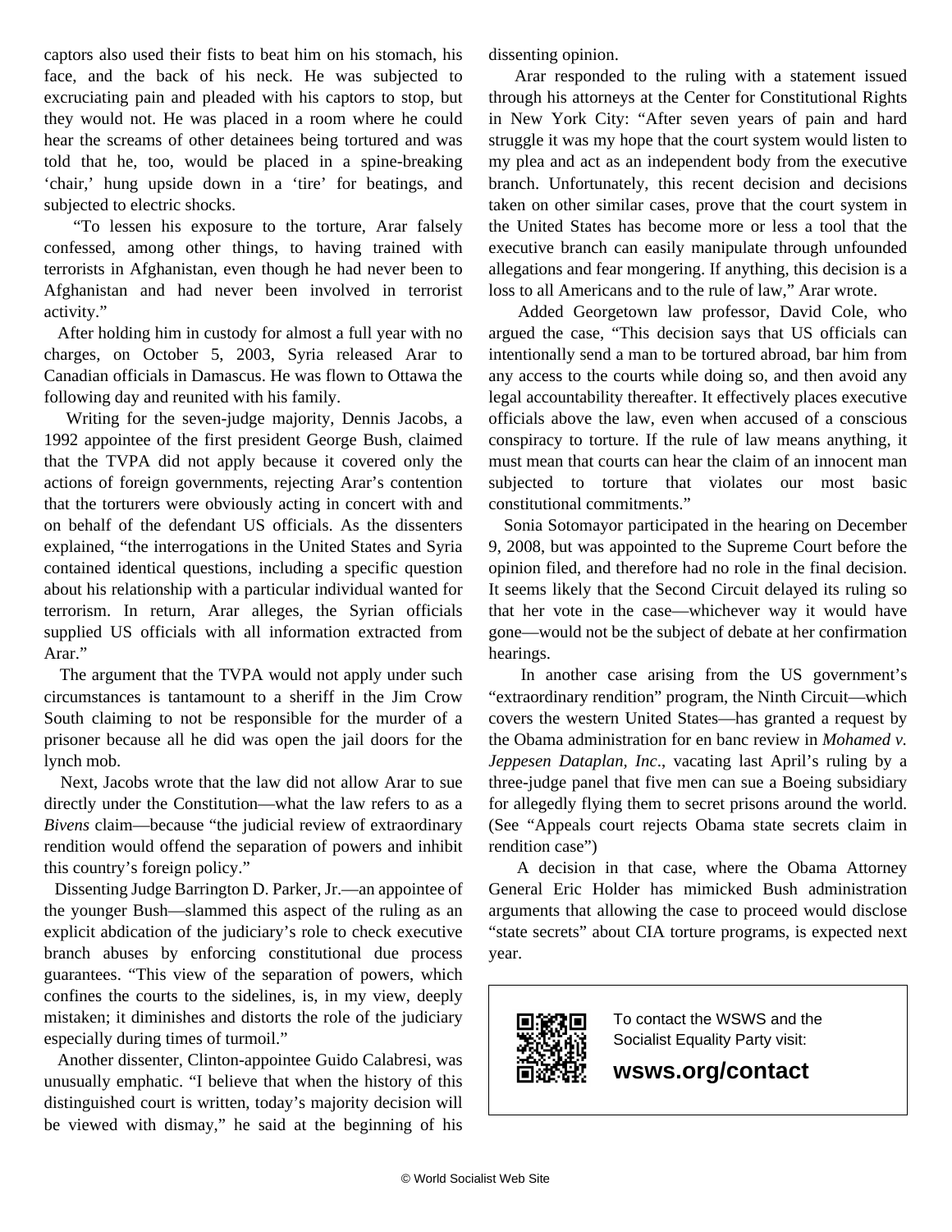captors also used their fists to beat him on his stomach, his face, and the back of his neck. He was subjected to excruciating pain and pleaded with his captors to stop, but they would not. He was placed in a room where he could hear the screams of other detainees being tortured and was told that he, too, would be placed in a spine-breaking 'chair,' hung upside down in a 'tire' for beatings, and subjected to electric shocks.

"To lessen his exposure to the torture, Arar falsely confessed, among other things, to having trained with terrorists in Afghanistan, even though he had never been to Afghanistan and had never been involved in terrorist activity."

After holding him in custody for almost a full year with no charges, on October 5, 2003, Syria released Arar to Canadian officials in Damascus. He was flown to Ottawa the following day and reunited with his family.

Writing for the seven-judge majority, Dennis Jacobs, a 1992 appointee of the first president George Bush, claimed that the TVPA did not apply because it covered only the actions of foreign governments, rejecting Arar's contention that the torturers were obviously acting in concert with and on behalf of the defendant US officials. As the dissenters explained, "the interrogations in the United States and Syria contained identical questions, including a specific question about his relationship with a particular individual wanted for terrorism. In return, Arar alleges, the Syrian officials supplied US officials with all information extracted from Arar."

The argument that the TVPA would not apply under such circumstances is tantamount to a sheriff in the Jim Crow South claiming to not be responsible for the murder of a prisoner because all he did was open the jail doors for the lynch mob.

Next, Jacobs wrote that the law did not allow Arar to sue directly under the Constitution—what the law refers to as a *Bivens* claim—because "the judicial review of extraordinary rendition would offend the separation of powers and inhibit this country's foreign policy."

Dissenting Judge Barrington D. Parker, Jr.—an appointee of the younger Bush—slammed this aspect of the ruling as an explicit abdication of the judiciary's role to check executive branch abuses by enforcing constitutional due process guarantees. "This view of the separation of powers, which confines the courts to the sidelines, is, in my view, deeply mistaken; it diminishes and distorts the role of the judiciary especially during times of turmoil."

Another dissenter, Clinton-appointee Guido Calabresi, was unusually emphatic. "I believe that when the history of this distinguished court is written, today's majority decision will be viewed with dismay," he said at the beginning of his dissenting opinion.

Arar responded to the ruling with a statement issued through his attorneys at the Center for Constitutional Rights in New York City: "After seven years of pain and hard struggle it was my hope that the court system would listen to my plea and act as an independent body from the executive branch. Unfortunately, this recent decision and decisions taken on other similar cases, prove that the court system in the United States has become more or less a tool that the executive branch can easily manipulate through unfounded allegations and fear mongering. If anything, this decision is a loss to all Americans and to the rule of law," Arar wrote.

Added Georgetown law professor, David Cole, who argued the case, "This decision says that US officials can intentionally send a man to be tortured abroad, bar him from any access to the courts while doing so, and then avoid any legal accountability thereafter. It effectively places executive officials above the law, even when accused of a conscious conspiracy to torture. If the rule of law means anything, it must mean that courts can hear the claim of an innocent man subjected to torture that violates our most basic constitutional commitments."

Sonia Sotomayor participated in the hearing on December 9, 2008, but was appointed to the Supreme Court before the opinion filed, and therefore had no role in the final decision. It seems likely that the Second Circuit delayed its ruling so that her vote in the case—whichever way it would have gone—would not be the subject of debate at her confirmation hearings.

In another case arising from the US government's "extraordinary rendition" program, the Ninth Circuit—which covers the western United States—has granted a request by the Obama administration for en banc review in *Mohamed v. Jeppesen Dataplan, Inc*., vacating last April's ruling by a three-judge panel that five men can sue a Boeing subsidiary for allegedly flying them to secret prisons around the world. (See "Appeals court rejects Obama state secrets claim in rendition case")

A decision in that case, where the Obama Attorney General Eric Holder has mimicked Bush administration arguments that allowing the case to proceed would disclose "state secrets" about CIA torture programs, is expected next year.

To contact the WSWS and the Socialist Equality Party visit:

**wsws.org/contact**